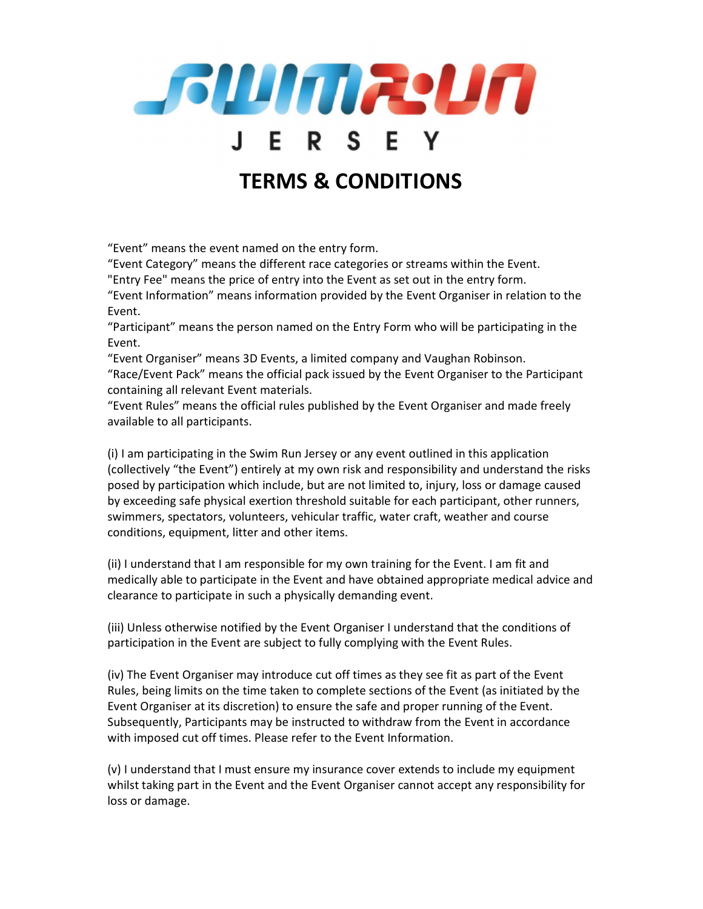# TERMS & CONDITIONS

"Event" means the event named on the entry form.
"Event Category" means the different race categories or streams within the Event.
"Entry Fee" means the price of entry into the Event as set out in the entry form.
"Event Information" means information provided by the Event Organiser in relation to the Event.
"Participant" means the person named on the Entry Form who will be participating in the Event.
"Event Organiser" means 3D Events, a limited company and Vaughan Robinson.
"Race/Event Pack" means the official pack issued by the Event Organiser to the Participant containing all relevant Event materials.
"Event Rules" means the official rules published by the Event Organiser and made freely available to all participants.

(i) I am participating in the Swim Run Jersey or any event outlined in this application (collectively "the Event") entirely at my own risk and responsibility and understand the risks posed by participation which include, but are not limited to, injury, loss or damage caused by exceeding safe physical exertion threshold suitable for each participant, other runners, swimmers, spectators, volunteers, vehicular traffic, water craft, weather and course conditions, equipment, litter and other items.

(ii) I understand that I am responsible for my own training for the Event. I am fit and medically able to participate in the Event and have obtained appropriate medical advice and clearance to participate in such a physically demanding event.

(iii) Unless otherwise notified by the Event Organiser I understand that the conditions of participation in the Event are subject to fully complying with the Event Rules.

(iv) The Event Organiser may introduce cut off times as they see fit as part of the Event Rules, being limits on the time taken to complete sections of the Event (as initiated by the Event Organiser at its discretion) to ensure the safe and proper running of the Event. Subsequently, Participants may be instructed to withdraw from the Event in accordance with imposed cut off times. Please refer to the Event Information.

(v) I understand that I must ensure my insurance cover extends to include my equipment whilst taking part in the Event and the Event Organiser cannot accept any responsibility for loss or damage.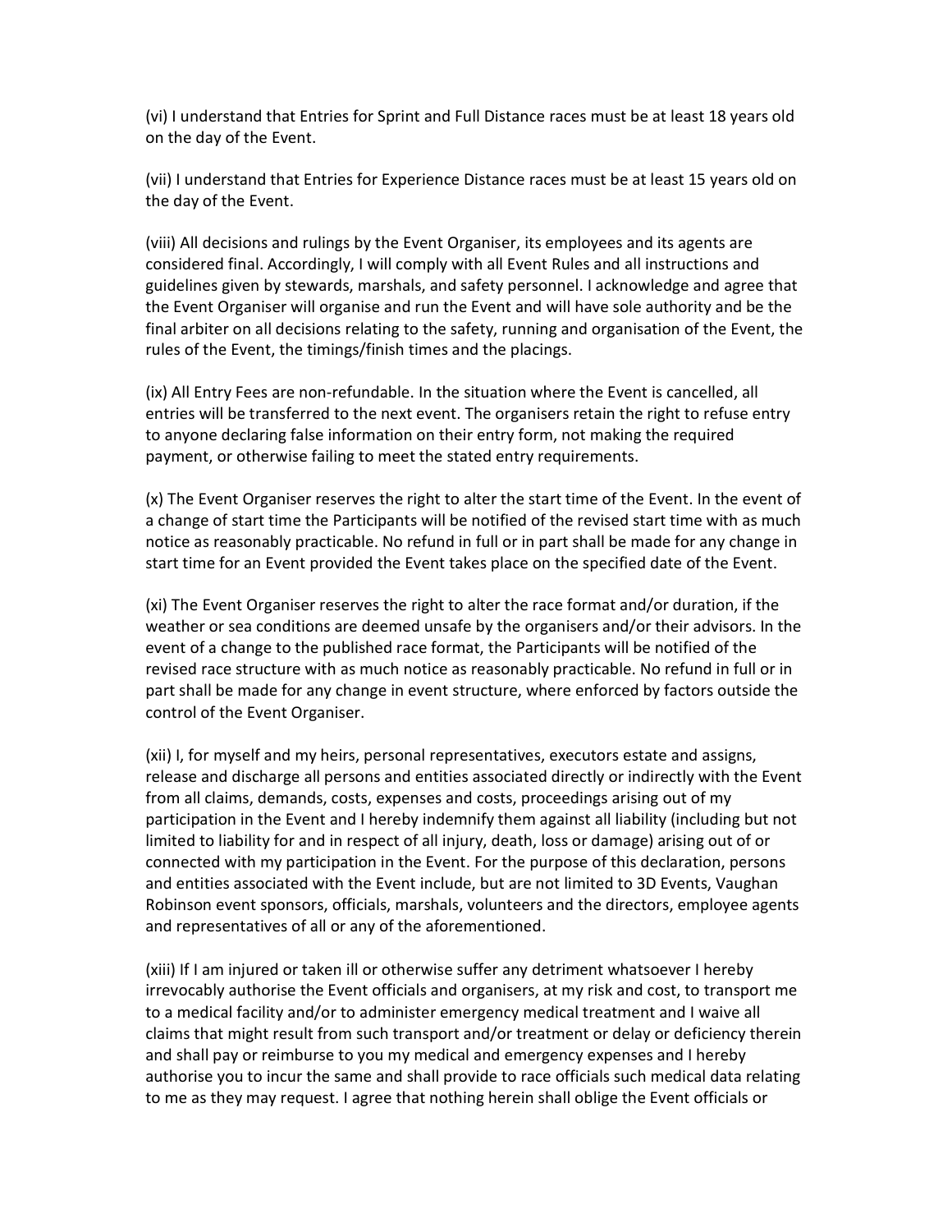(vi) I understand that Entries for Sprint and Full Distance races must be at least 18 years old on the day of the Event.

(vii) I understand that Entries for Experience Distance races must be at least 15 years old on the day of the Event.

(viii) All decisions and rulings by the Event Organiser, its employees and its agents are considered final. Accordingly, I will comply with all Event Rules and all instructions and guidelines given by stewards, marshals, and safety personnel. I acknowledge and agree that the Event Organiser will organise and run the Event and will have sole authority and be the final arbiter on all decisions relating to the safety, running and organisation of the Event, the rules of the Event, the timings/finish times and the placings.

(ix) All Entry Fees are non-refundable. In the situation where the Event is cancelled, all entries will be transferred to the next event. The organisers retain the right to refuse entry to anyone declaring false information on their entry form, not making the required payment, or otherwise failing to meet the stated entry requirements.

(x) The Event Organiser reserves the right to alter the start time of the Event. In the event of a change of start time the Participants will be notified of the revised start time with as much notice as reasonably practicable. No refund in full or in part shall be made for any change in start time for an Event provided the Event takes place on the specified date of the Event.

(xi) The Event Organiser reserves the right to alter the race format and/or duration, if the weather or sea conditions are deemed unsafe by the organisers and/or their advisors. In the event of a change to the published race format, the Participants will be notified of the revised race structure with as much notice as reasonably practicable. No refund in full or in part shall be made for any change in event structure, where enforced by factors outside the control of the Event Organiser.

(xii) I, for myself and my heirs, personal representatives, executors estate and assigns, release and discharge all persons and entities associated directly or indirectly with the Event from all claims, demands, costs, expenses and costs, proceedings arising out of my participation in the Event and I hereby indemnify them against all liability (including but not limited to liability for and in respect of all injury, death, loss or damage) arising out of or connected with my participation in the Event. For the purpose of this declaration, persons and entities associated with the Event include, but are not limited to 3D Events, Vaughan Robinson event sponsors, officials, marshals, volunteers and the directors, employee agents and representatives of all or any of the aforementioned.

(xiii) If I am injured or taken ill or otherwise suffer any detriment whatsoever I hereby irrevocably authorise the Event officials and organisers, at my risk and cost, to transport me to a medical facility and/or to administer emergency medical treatment and I waive all claims that might result from such transport and/or treatment or delay or deficiency therein and shall pay or reimburse to you my medical and emergency expenses and I hereby authorise you to incur the same and shall provide to race officials such medical data relating to me as they may request. I agree that nothing herein shall oblige the Event officials or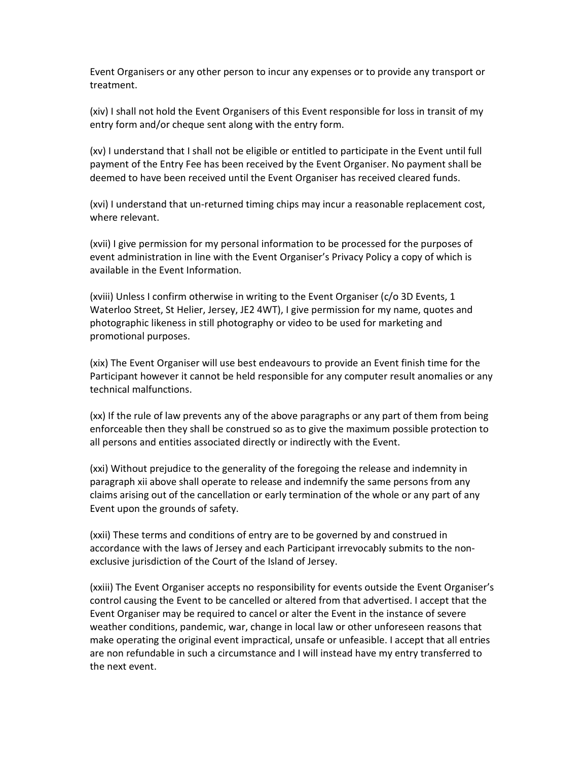Event Organisers or any other person to incur any expenses or to provide any transport or treatment.

(xiv) I shall not hold the Event Organisers of this Event responsible for loss in transit of my entry form and/or cheque sent along with the entry form.

(xv) I understand that I shall not be eligible or entitled to participate in the Event until full payment of the Entry Fee has been received by the Event Organiser. No payment shall be deemed to have been received until the Event Organiser has received cleared funds.

(xvi) I understand that un-returned timing chips may incur a reasonable replacement cost, where relevant.

(xvii) I give permission for my personal information to be processed for the purposes of event administration in line with the Event Organiser's Privacy Policy a copy of which is available in the Event Information.

(xviii) Unless I confirm otherwise in writing to the Event Organiser (c/o 3D Events, 1 Waterloo Street, St Helier, Jersey, JE2 4WT), I give permission for my name, quotes and photographic likeness in still photography or video to be used for marketing and promotional purposes.

(xix) The Event Organiser will use best endeavours to provide an Event finish time for the Participant however it cannot be held responsible for any computer result anomalies or any technical malfunctions.

(xx) If the rule of law prevents any of the above paragraphs or any part of them from being enforceable then they shall be construed so as to give the maximum possible protection to all persons and entities associated directly or indirectly with the Event.

(xxi) Without prejudice to the generality of the foregoing the release and indemnity in paragraph xii above shall operate to release and indemnify the same persons from any claims arising out of the cancellation or early termination of the whole or any part of any Event upon the grounds of safety.

(xxii) These terms and conditions of entry are to be governed by and construed in accordance with the laws of Jersey and each Participant irrevocably submits to the non-exclusive jurisdiction of the Court of the Island of Jersey.

(xxiii) The Event Organiser accepts no responsibility for events outside the Event Organiser's control causing the Event to be cancelled or altered from that advertised. I accept that the Event Organiser may be required to cancel or alter the Event in the instance of severe weather conditions, pandemic, war, change in local law or other unforeseen reasons that make operating the original event impractical, unsafe or unfeasible. I accept that all entries are non refundable in such a circumstance and I will instead have my entry transferred to the next event.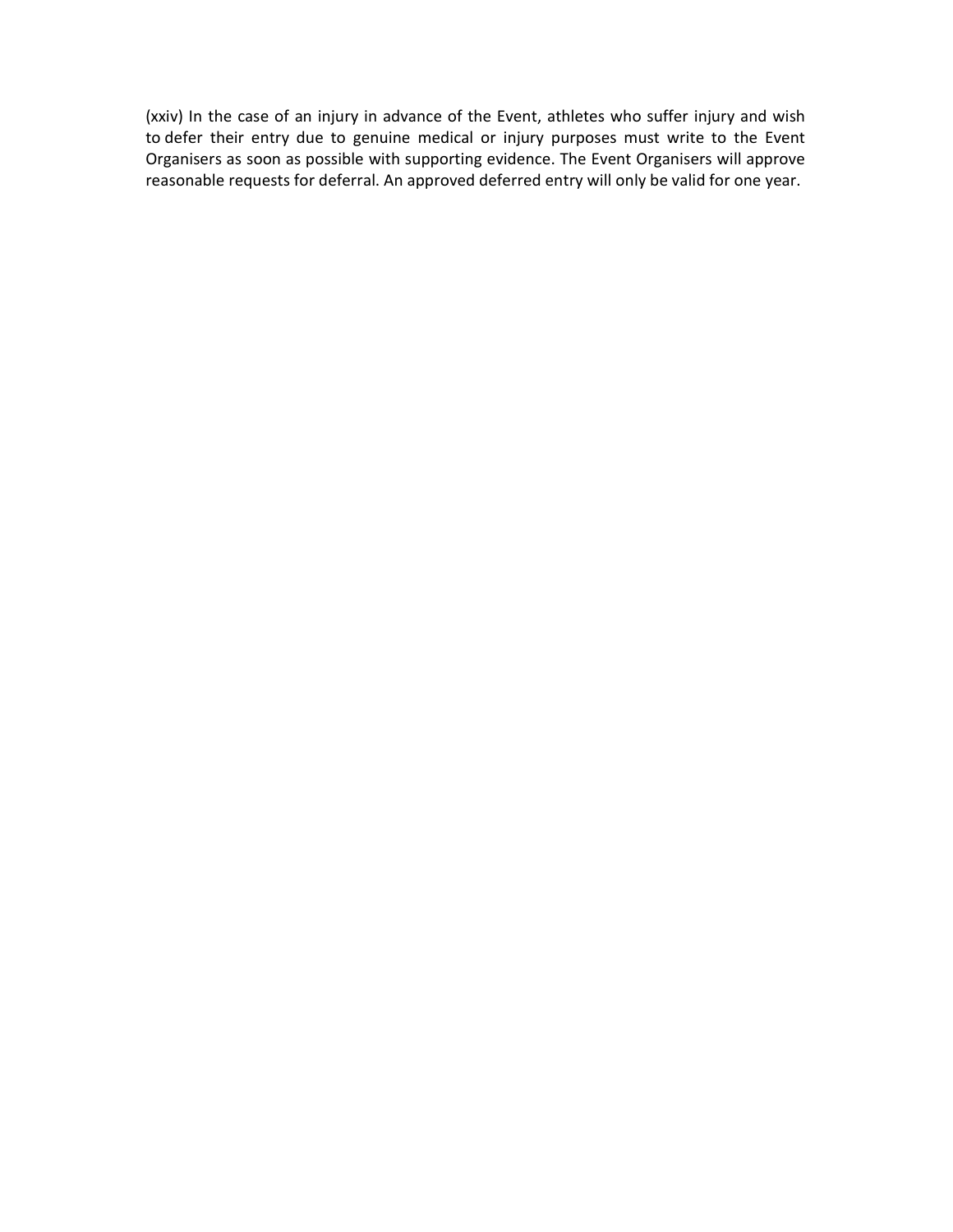(xxiv) In the case of an injury in advance of the Event, athletes who suffer injury and wish to defer their entry due to genuine medical or injury purposes must write to the Event Organisers as soon as possible with supporting evidence. The Event Organisers will approve reasonable requests for deferral. An approved deferred entry will only be valid for one year.